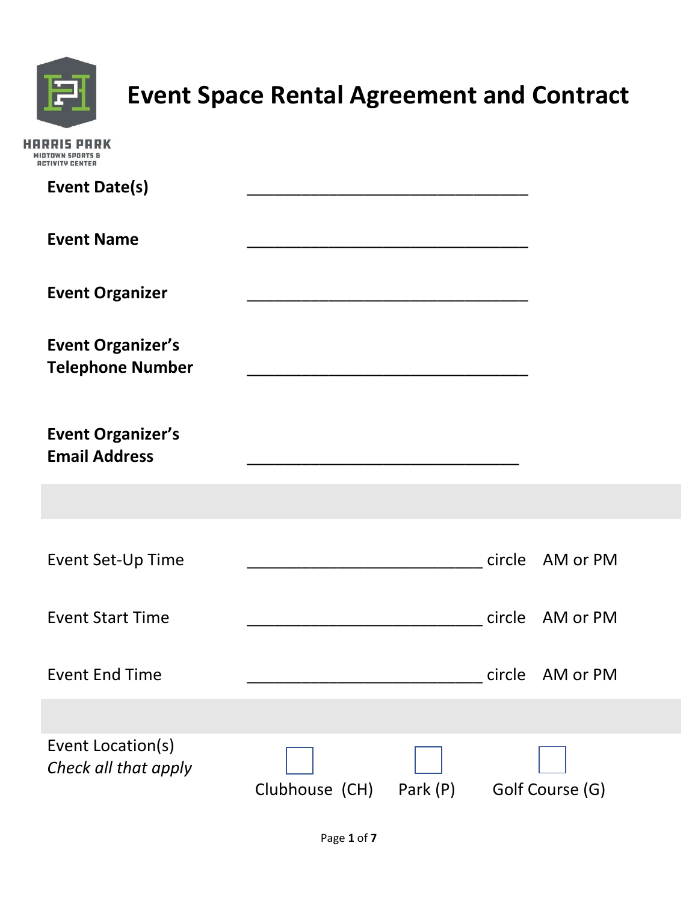HARRIS PARK
MIDTOWN SPORTS & ACTIVITY CENTER

# Event Space Rental Agreement and Contract

**Event Date(s)** ________________________________

**Event Name** ________________________________

**Event Organizer** ________________________________

**Event Organizer's Telephone Number** ________________________________

**Event Organizer's Email Address** ________________________________

Event Set-Up Time __________________________ circle AM or PM

Event Start Time __________________________ circle AM or PM

Event End Time __________________________ circle AM or PM

Event Location(s)
*Check all that apply*

☐ Clubhouse (CH) ☐ Park (P) ☐ Golf Course (G)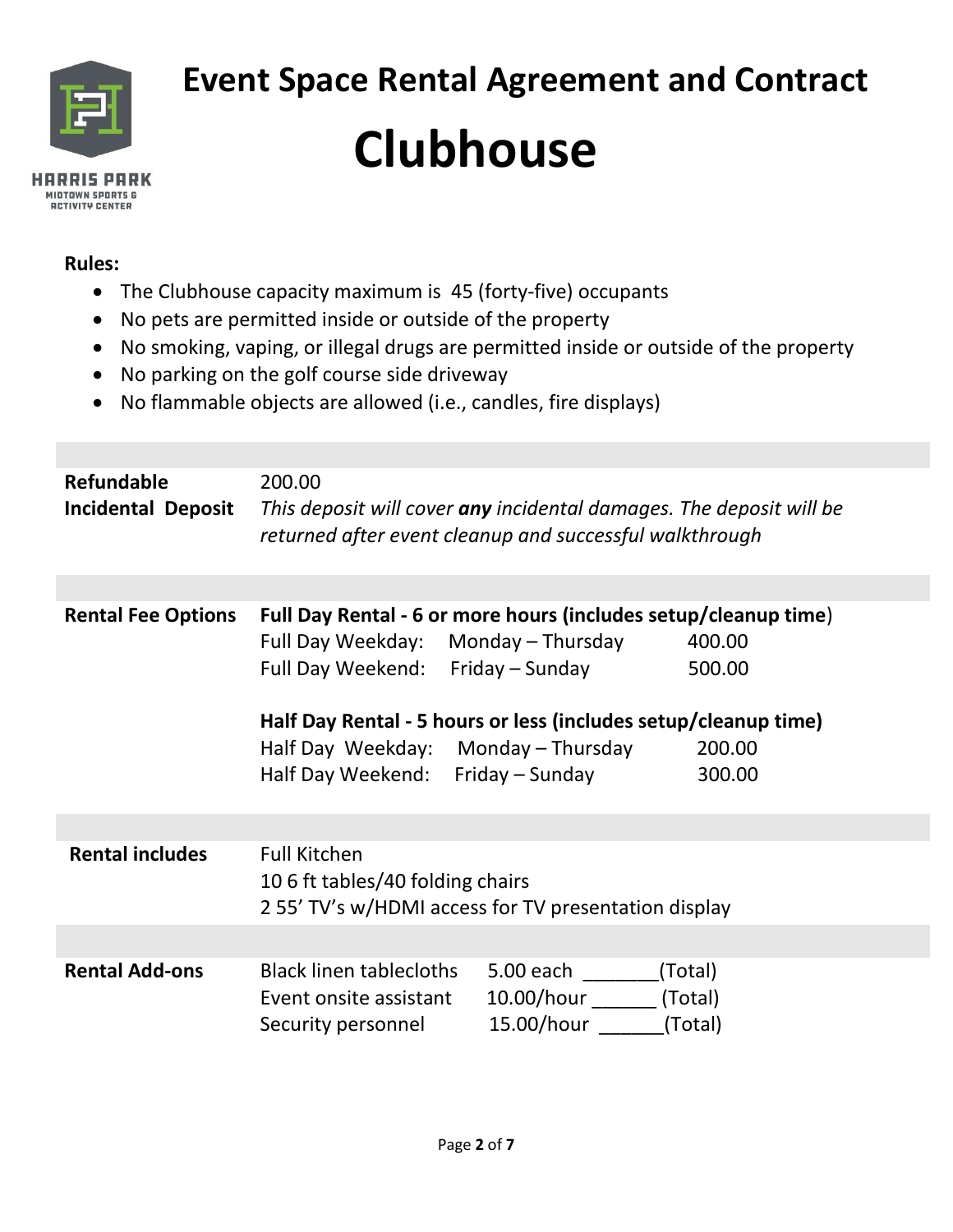HARRIS PARK
MIDTOWN SPORTS & ACTIVITY CENTER

# Event Space Rental Agreement and Contract

# Clubhouse

**Rules:**

- The Clubhouse capacity maximum is 45 (forty-five) occupants
- No pets are permitted inside or outside of the property
- No smoking, vaping, or illegal drugs are permitted inside or outside of the property
- No parking on the golf course side driveway
- No flammable objects are allowed (i.e., candles, fire displays)

| | |
|---|---|
| **Refundable Incidental Deposit** | 200.00<br>*This deposit will cover **any** incidental damages. The deposit will be returned after event cleanup and successful walkthrough* |
| **Rental Fee Options** | **Full Day Rental - 6 or more hours (includes setup/cleanup time)**<br>Full Day Weekday: Monday – Thursday 400.00<br>Full Day Weekend: Friday – Sunday 500.00<br><br>**Half Day Rental - 5 hours or less (includes setup/cleanup time)**<br>Half Day Weekday: Monday – Thursday 200.00<br>Half Day Weekend: Friday – Sunday 300.00 |
| **Rental includes** | Full Kitchen<br>10 6 ft tables/40 folding chairs<br>2 55' TV's w/HDMI access for TV presentation display |
| **Rental Add-ons** | Black linen tablecloths 5.00 each _______(Total)<br>Event onsite assistant 10.00/hour ______ (Total)<br>Security personnel 15.00/hour ______(Total) |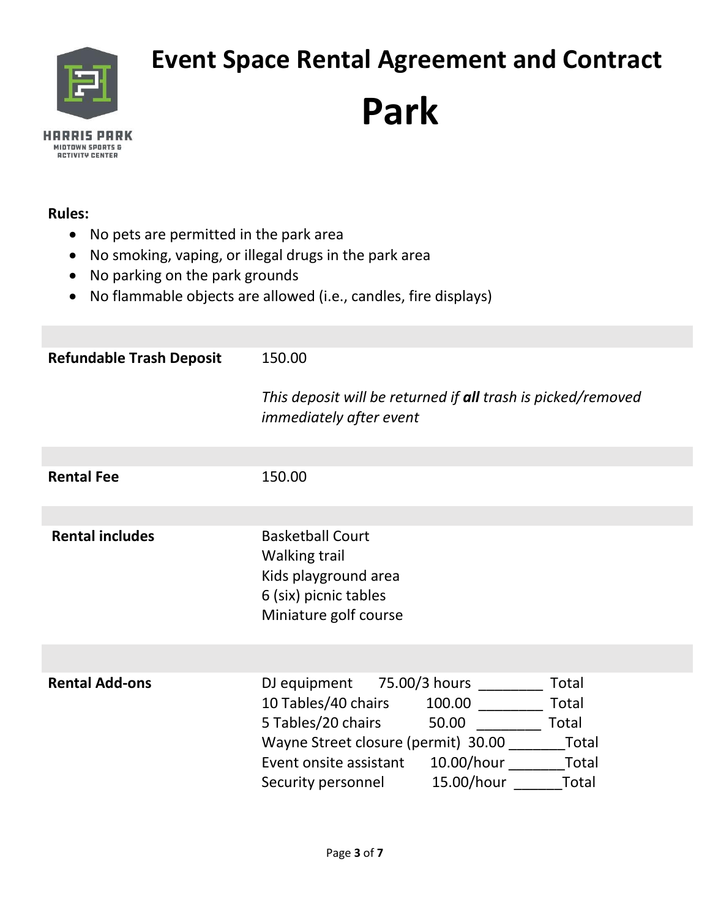# Event Space Rental Agreement and Contract

# Park

HARRIS PARK
MIDTOWN SPORTS & ACTIVITY CENTER

**Rules:**

- No pets are permitted in the park area
- No smoking, vaping, or illegal drugs in the park area
- No parking on the park grounds
- No flammable objects are allowed (i.e., candles, fire displays)

| | |
|---|---|
| **Refundable Trash Deposit** | 150.00<br><br>*This deposit will be returned if **all** trash is picked/removed immediately after event* |
| **Rental Fee** | 150.00 |
| **Rental includes** | Basketball Court<br>Walking trail<br>Kids playground area<br>6 (six) picnic tables<br>Miniature golf course |
| **Rental Add-ons** | DJ equipment 75.00/3 hours ________ Total<br>10 Tables/40 chairs 100.00 ________ Total<br>5 Tables/20 chairs 50.00 ________ Total<br>Wayne Street closure (permit) 30.00 _______Total<br>Event onsite assistant 10.00/hour _______Total<br>Security personnel 15.00/hour ______Total |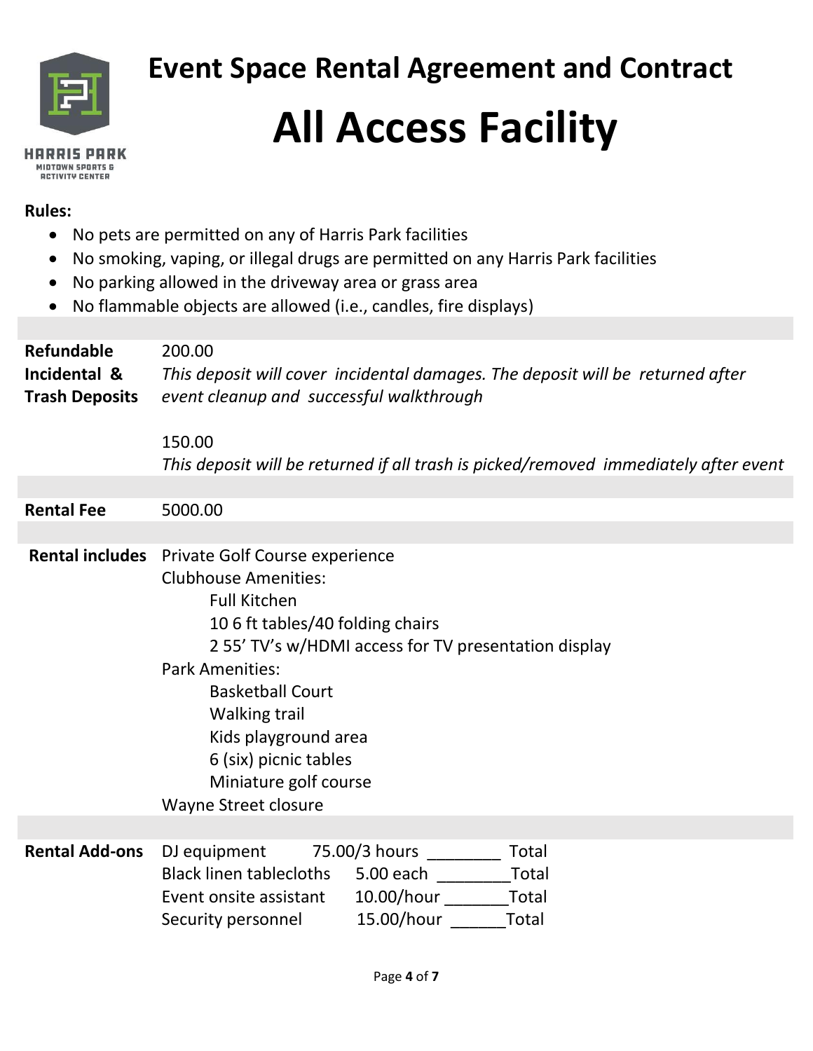HARRIS PARK
MIDTOWN SPORTS & ACTIVITY CENTER

# Event Space Rental Agreement and Contract

# All Access Facility

**Rules:**

- No pets are permitted on any of Harris Park facilities
- No smoking, vaping, or illegal drugs are permitted on any Harris Park facilities
- No parking allowed in the driveway area or grass area
- No flammable objects are allowed (i.e., candles, fire displays)

| | |
|---|---|
| **Refundable Incidental & Trash Deposits** | 200.00<br>*This deposit will cover incidental damages. The deposit will be returned after event cleanup and successful walkthrough*<br><br>150.00<br>*This deposit will be returned if all trash is picked/removed immediately after event* |
| **Rental Fee** | 5000.00 |
| **Rental includes** | Private Golf Course experience<br>Clubhouse Amenities:<br>Full Kitchen<br>10 6 ft tables/40 folding chairs<br>2 55' TV's w/HDMI access for TV presentation display<br>Park Amenities:<br>Basketball Court<br>Walking trail<br>Kids playground area<br>6 (six) picnic tables<br>Miniature golf course<br>Wayne Street closure |
| **Rental Add-ons** | DJ equipment 75.00/3 hours ________ Total<br>Black linen tablecloths 5.00 each ________Total<br>Event onsite assistant 10.00/hour _______Total<br>Security personnel 15.00/hour ______Total |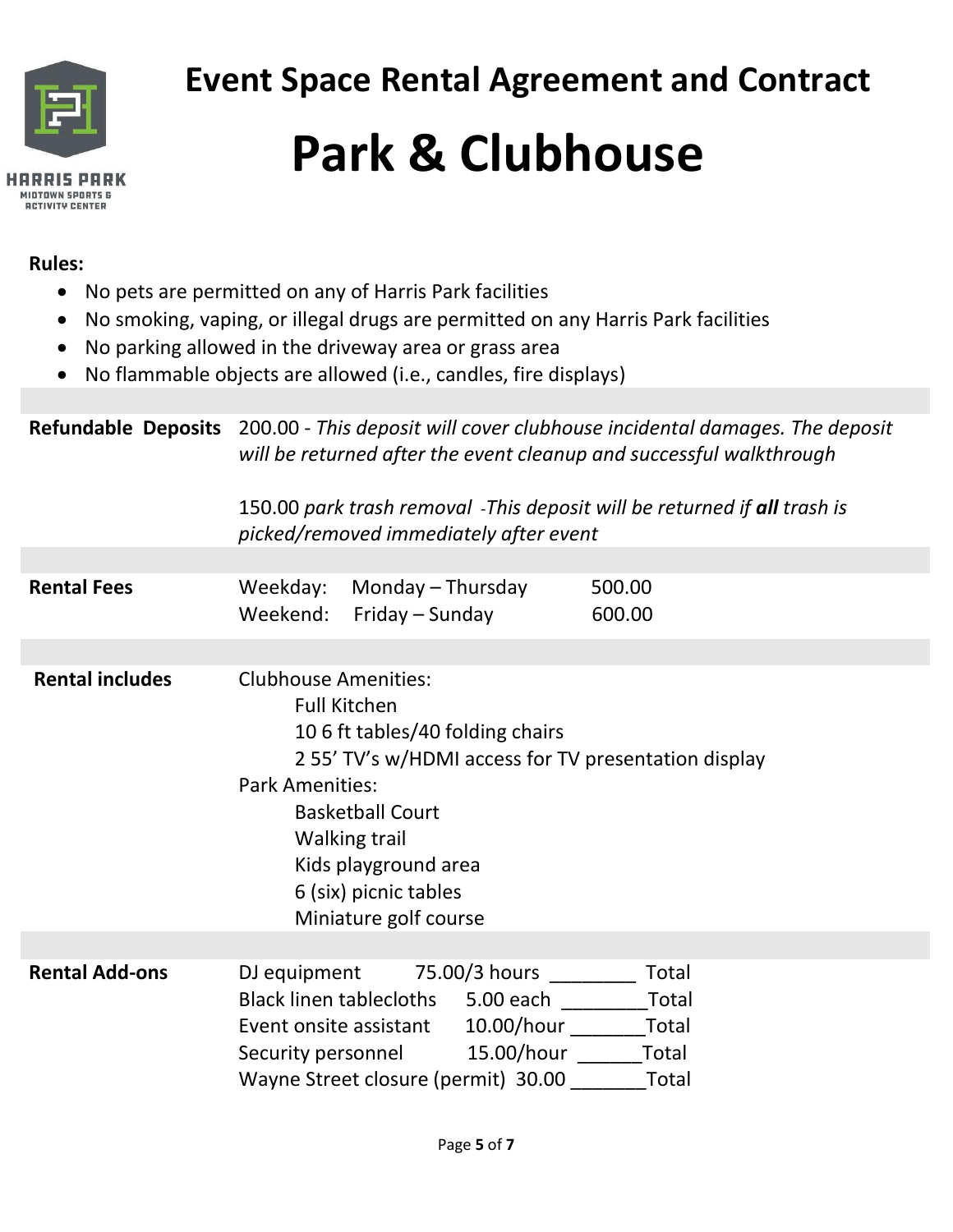# Event Space Rental Agreement and Contract

# Park & Clubhouse

**Rules:**

- No pets are permitted on any of Harris Park facilities
- No smoking, vaping, or illegal drugs are permitted on any Harris Park facilities
- No parking allowed in the driveway area or grass area
- No flammable objects are allowed (i.e., candles, fire displays)

| | |
|---|---|
| **Refundable Deposits** | 200.00 - *This deposit will cover clubhouse incidental damages. The deposit will be returned after the event cleanup and successful walkthrough*<br><br>150.00 *park trash removal -This deposit will be returned if **all** trash is picked/removed immediately after event* |
| **Rental Fees** | Weekday: Monday – Thursday 500.00<br>Weekend: Friday – Sunday 600.00 |
| **Rental includes** | Clubhouse Amenities:<br>Full Kitchen<br>10 6 ft tables/40 folding chairs<br>2 55' TV's w/HDMI access for TV presentation display<br>Park Amenities:<br>Basketball Court<br>Walking trail<br>Kids playground area<br>6 (six) picnic tables<br>Miniature golf course |
| **Rental Add-ons** | DJ equipment 75.00/3 hours ________ Total<br>Black linen tablecloths 5.00 each ________Total<br>Event onsite assistant 10.00/hour _______Total<br>Security personnel 15.00/hour ______Total<br>Wayne Street closure (permit) 30.00 _______Total |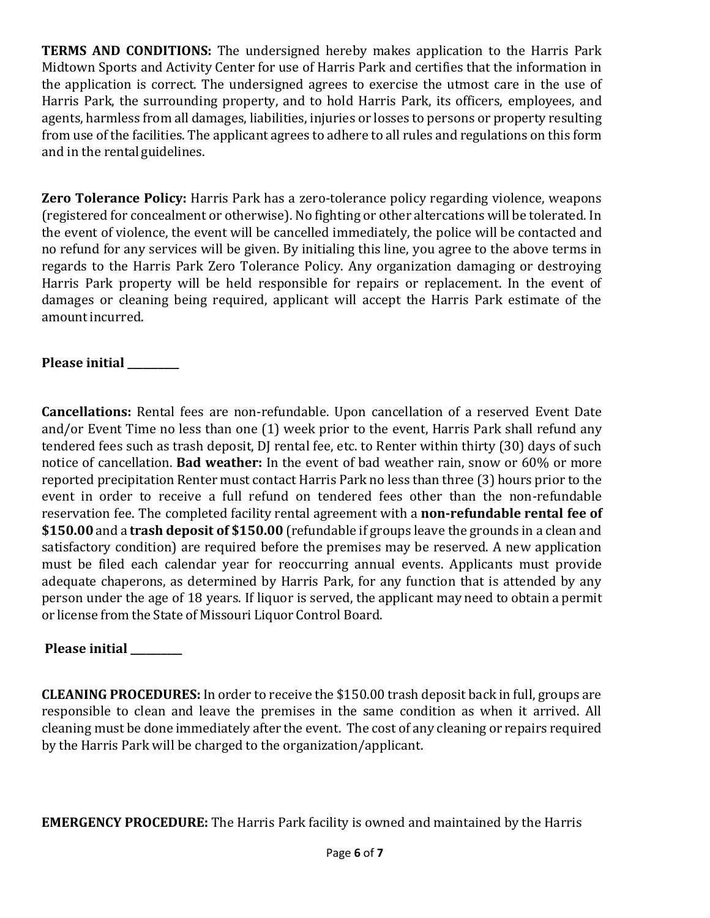**TERMS AND CONDITIONS:** The undersigned hereby makes application to the Harris Park Midtown Sports and Activity Center for use of Harris Park and certifies that the information in the application is correct. The undersigned agrees to exercise the utmost care in the use of Harris Park, the surrounding property, and to hold Harris Park, its officers, employees, and agents, harmless from all damages, liabilities, injuries or losses to persons or property resulting from use of the facilities. The applicant agrees to adhere to all rules and regulations on this form and in the rental guidelines.

**Zero Tolerance Policy:** Harris Park has a zero-tolerance policy regarding violence, weapons (registered for concealment or otherwise). No fighting or other altercations will be tolerated. In the event of violence, the event will be cancelled immediately, the police will be contacted and no refund for any services will be given. By initialing this line, you agree to the above terms in regards to the Harris Park Zero Tolerance Policy. Any organization damaging or destroying Harris Park property will be held responsible for repairs or replacement. In the event of damages or cleaning being required, applicant will accept the Harris Park estimate of the amount incurred.

**Please initial _________**

**Cancellations:** Rental fees are non-refundable. Upon cancellation of a reserved Event Date and/or Event Time no less than one (1) week prior to the event, Harris Park shall refund any tendered fees such as trash deposit, DJ rental fee, etc. to Renter within thirty (30) days of such notice of cancellation. **Bad weather:** In the event of bad weather rain, snow or 60% or more reported precipitation Renter must contact Harris Park no less than three (3) hours prior to the event in order to receive a full refund on tendered fees other than the non-refundable reservation fee. The completed facility rental agreement with a **non-refundable rental fee of $150.00** and a **trash deposit of $150.00** (refundable if groups leave the grounds in a clean and satisfactory condition) are required before the premises may be reserved. A new application must be filed each calendar year for reoccurring annual events. Applicants must provide adequate chaperons, as determined by Harris Park, for any function that is attended by any person under the age of 18 years. If liquor is served, the applicant may need to obtain a permit or license from the State of Missouri Liquor Control Board.

**Please initial _________**

**CLEANING PROCEDURES:** In order to receive the $150.00 trash deposit back in full, groups are responsible to clean and leave the premises in the same condition as when it arrived. All cleaning must be done immediately after the event. The cost of any cleaning or repairs required by the Harris Park will be charged to the organization/applicant.

**EMERGENCY PROCEDURE:** The Harris Park facility is owned and maintained by the Harris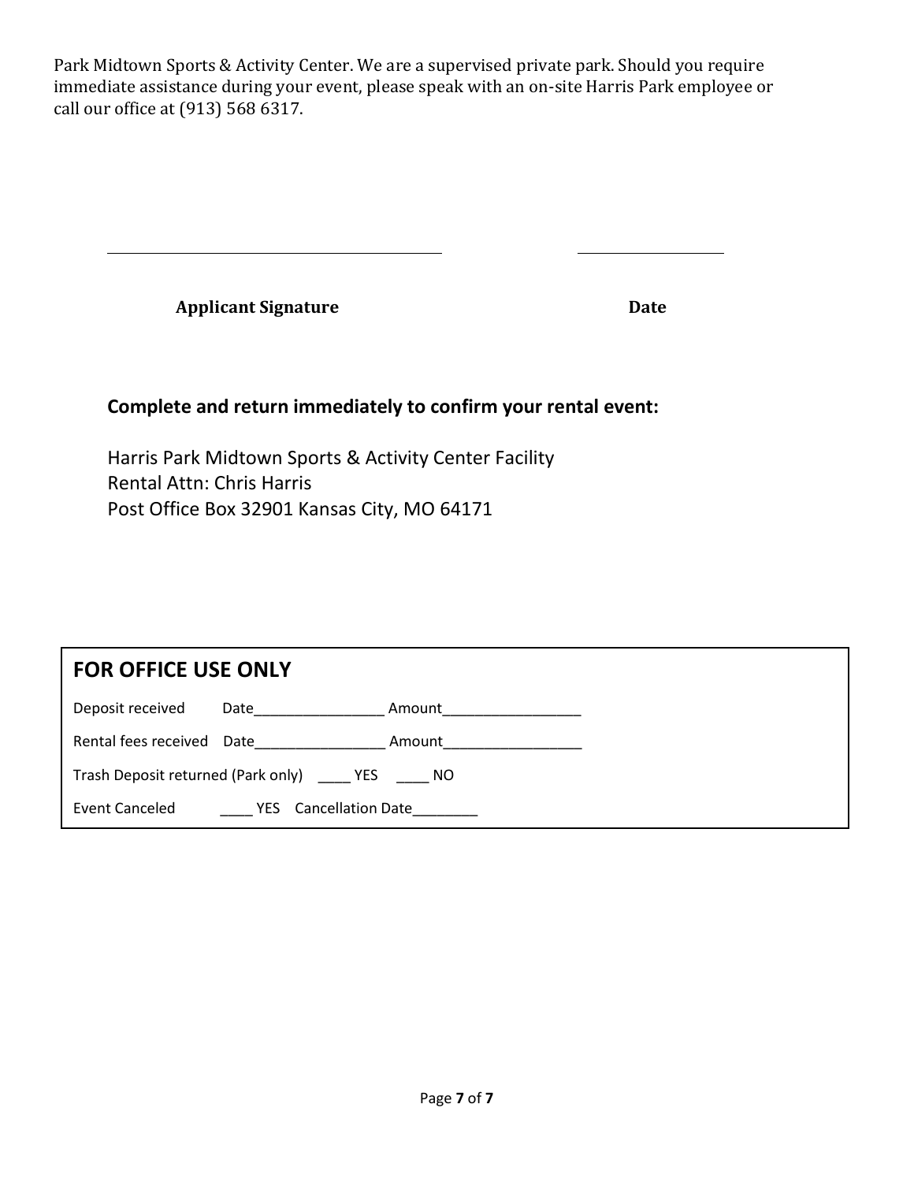Park Midtown Sports & Activity Center. We are a supervised private park. Should you require immediate assistance during your event, please speak with an on-site Harris Park employee or call our office at (913) 568 6317.

_____________________________________________ ____________________

**Applicant Signature** **Date**

### Complete and return immediately to confirm your rental event:

Harris Park Midtown Sports & Activity Center Facility
Rental Attn: Chris Harris
Post Office Box 32901 Kansas City, MO 64171

## FOR OFFICE USE ONLY

Deposit received Date_________________ Amount__________________

Rental fees received Date_________________ Amount__________________

Trash Deposit returned (Park only) ____ YES ____ NO

Event Canceled ____ YES Cancellation Date________